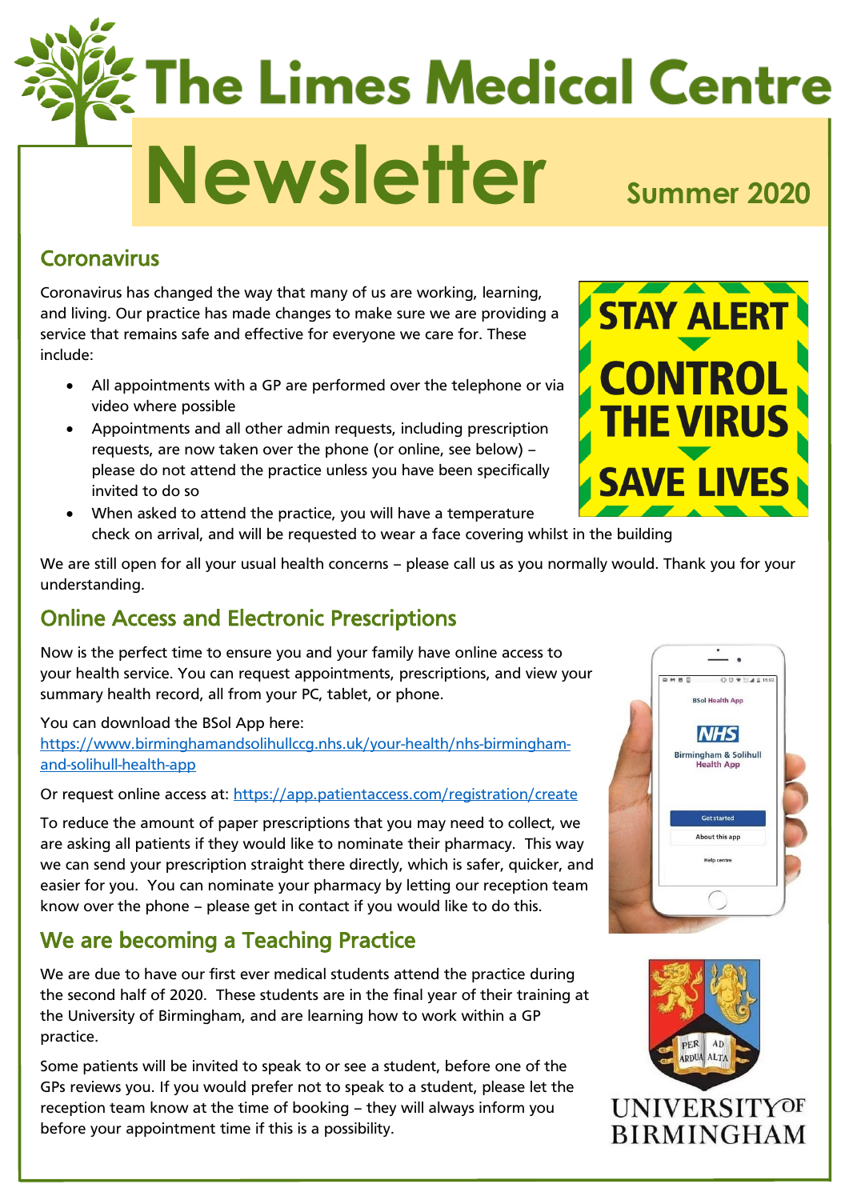# The Limes Medical Centre

# Newsletter

**Summer 2020**

## Coronavirus

Coronavirus has changed the way that many of us are working, learning, and living. Our practice has made changes to make sure we are providing a service that remains safe and effective for everyone we care for. These include:

- All appointments with a GP are performed over the telephone or via video where possible
- Appointments and all other admin requests, including prescription requests, are now taken over the phone (or online, see below) – please do not attend the practice unless you have been specifically invited to do so
- When asked to attend the practice, you will have a temperature check on arrival, and will be requested to wear a face covering whilst in the building

We are still open for all your usual health concerns – please call us as you normally would. Thank you for your understanding.

STAY ALERT
CONTROL THE VIRUS
SAVE LIVES

## Online Access and Electronic Prescriptions

Now is the perfect time to ensure you and your family have online access to your health service. You can request appointments, prescriptions, and view your summary health record, all from your PC, tablet, or phone.

You can download the BSol App here:
https://www.birminghamandsolihullccg.nhs.uk/your-health/nhs-birmingham-and-solihull-health-app

Or request online access at: https://app.patientaccess.com/registration/create

To reduce the amount of paper prescriptions that you may need to collect, we are asking all patients if they would like to nominate their pharmacy. This way we can send your prescription straight there directly, which is safer, quicker, and easier for you. You can nominate your pharmacy by letting our reception team know over the phone – please get in contact if you would like to do this.

## We are becoming a Teaching Practice

We are due to have our first ever medical students attend the practice during the second half of 2020. These students are in the final year of their training at the University of Birmingham, and are learning how to work within a GP practice.

Some patients will be invited to speak to or see a student, before one of the GPs reviews you. If you would prefer not to speak to a student, please let the reception team know at the time of booking – they will always inform you before your appointment time if this is a possibility.

UNIVERSITY OF BIRMINGHAM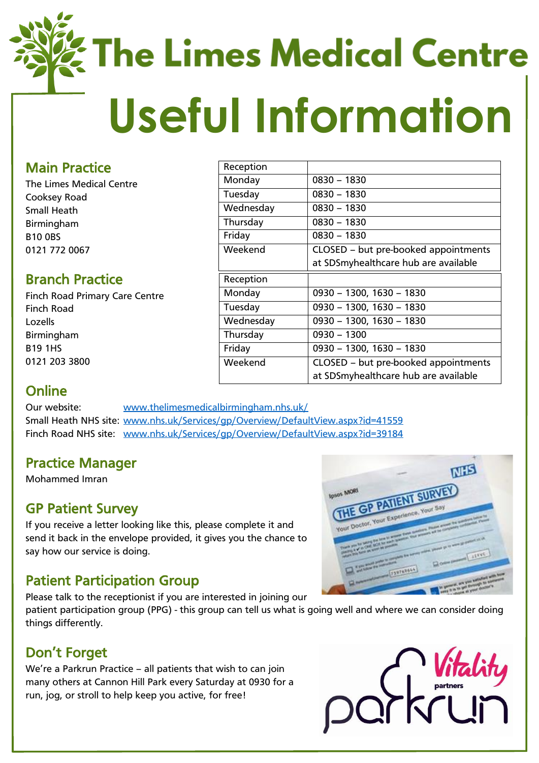# The Limes Medical Centre

# Useful Information

## Main Practice

The Limes Medical Centre
Cooksey Road
Small Heath
Birmingham
B10 0BS
0121 772 0067

| Reception | |
|---|---|
| Monday | 0830 – 1830 |
| Tuesday | 0830 – 1830 |
| Wednesday | 0830 – 1830 |
| Thursday | 0830 – 1830 |
| Friday | 0830 – 1830 |
| Weekend | CLOSED – but pre-booked appointments at SDSmyhealthcare hub are available |

## Branch Practice

Finch Road Primary Care Centre
Finch Road
Lozells
Birmingham
B19 1HS
0121 203 3800

| Reception | |
|---|---|
| Monday | 0930 – 1300, 1630 – 1830 |
| Tuesday | 0930 – 1300, 1630 – 1830 |
| Wednesday | 0930 – 1300, 1630 – 1830 |
| Thursday | 0930 – 1300 |
| Friday | 0930 – 1300, 1630 – 1830 |
| Weekend | CLOSED – but pre-booked appointments at SDSmyhealthcare hub are available |

## Online

Our website: www.thelimesmedicalbirmingham.nhs.uk/
Small Heath NHS site: www.nhs.uk/Services/gp/Overview/DefaultView.aspx?id=41559
Finch Road NHS site: www.nhs.uk/Services/gp/Overview/DefaultView.aspx?id=39184

## Practice Manager

Mohammed Imran

## GP Patient Survey

If you receive a letter looking like this, please complete it and send it back in the envelope provided, it gives you the chance to say how our service is doing.

## Patient Participation Group

Please talk to the receptionist if you are interested in joining our patient participation group (PPG) - this group can tell us what is going well and where we can consider doing things differently.

## Don't Forget

We're a Parkrun Practice – all patients that wish to can join many others at Cannon Hill Park every Saturday at 0930 for a run, jog, or stroll to help keep you active, for free!